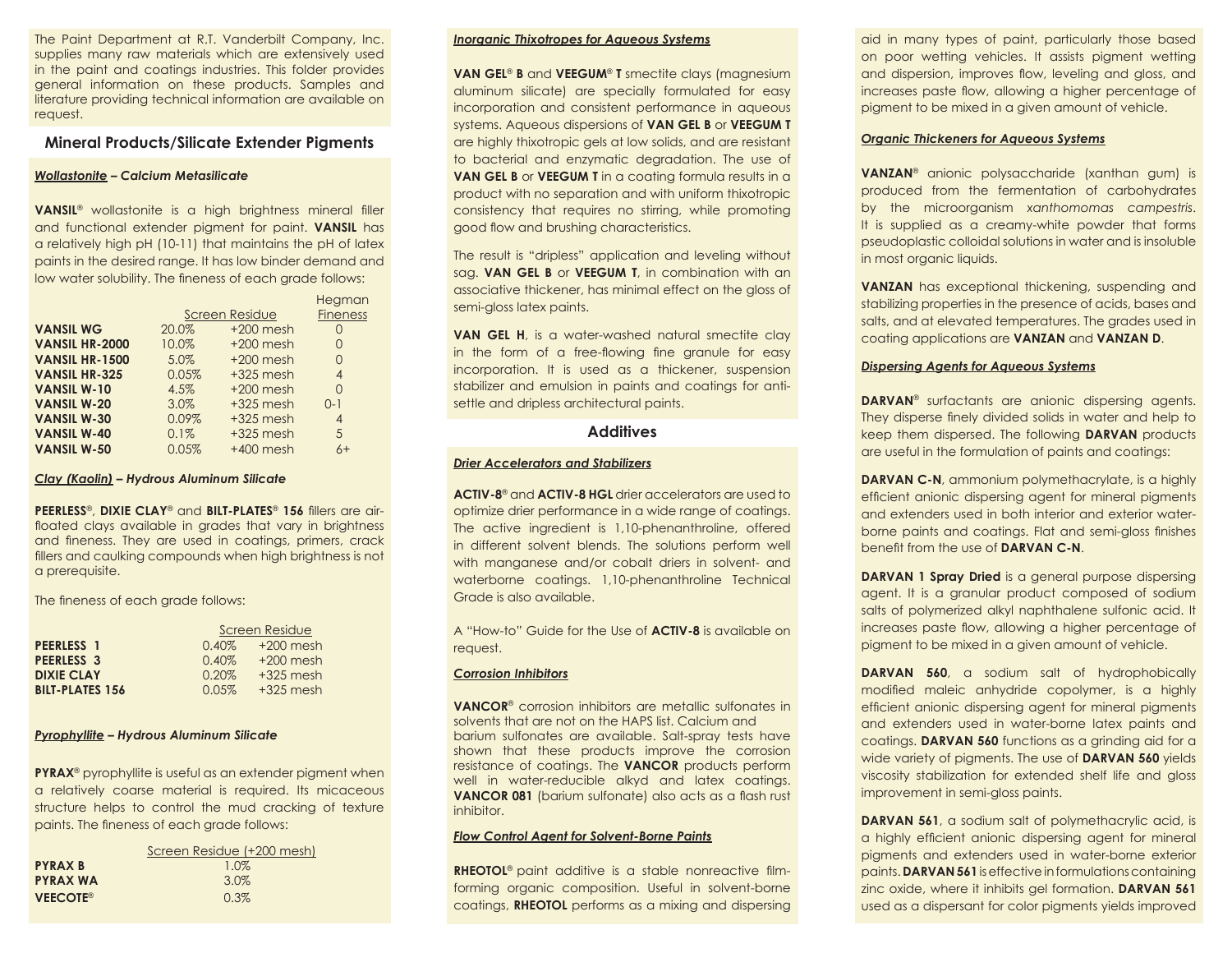The Paint Department at R.T. Vanderbilt Company, Inc. supplies many raw materials which are extensively used in the paint and coatings industries. This folder provides general information on these products. Samples and literature providing technical information are available on request.

## Mineral Products/Silicate Extender Pigments

### *Wollastonite – Calcium Metasilicate*

**VANSIL®** wollastonite is a high brightness mineral filler and functional extender pigment for paint. **VANSIL** has a relatively high pH (10-11) that maintains the pH of latex paints in the desired range. It has low binder demand and low water solubility. The fineness of each grade follows:

| | Screen Residue | | Hegman Fineness |
|---|---|---|---|
| **VANSIL WG** | 20.0% | +200 mesh | 0 |
| **VANSIL HR-2000** | 10.0% | +200 mesh | 0 |
| **VANSIL HR-1500** | 5.0% | +200 mesh | 0 |
| **VANSIL HR-325** | 0.05% | +325 mesh | 4 |
| **VANSIL W-10** | 4.5% | +200 mesh | 0 |
| **VANSIL W-20** | 3.0% | +325 mesh | 0-1 |
| **VANSIL W-30** | 0.09% | +325 mesh | 4 |
| **VANSIL W-40** | 0.1% | +325 mesh | 5 |
| **VANSIL W-50** | 0.05% | +400 mesh | 6+ |

### *Clay (Kaolin) – Hydrous Aluminum Silicate*

**PEERLESS®**, **DIXIE CLAY®** and **BILT-PLATES® 156** fillers are air-floated clays available in grades that vary in brightness and fineness. They are used in coatings, primers, crack fillers and caulking compounds when high brightness is not a prerequisite.

The fineness of each grade follows:

| | Screen Residue | |
|---|---|---|
| **PEERLESS 1** | 0.40% | +200 mesh |
| **PEERLESS 3** | 0.40% | +200 mesh |
| **DIXIE CLAY** | 0.20% | +325 mesh |
| **BILT-PLATES 156** | 0.05% | +325 mesh |

### *Pyrophyllite – Hydrous Aluminum Silicate*

**PYRAX®** pyrophyllite is useful as an extender pigment when a relatively coarse material is required. Its micaceous structure helps to control the mud cracking of texture paints. The fineness of each grade follows:

| | Screen Residue (+200 mesh) |
|---|---|
| **PYRAX B** | 1.0% |
| **PYRAX WA** | 3.0% |
| **VEECOTE®** | 0.3% |

### *Inorganic Thixotropes for Aqueous Systems*

**VAN GEL® B** and **VEEGUM® T** smectite clays (magnesium aluminum silicate) are specially formulated for easy incorporation and consistent performance in aqueous systems. Aqueous dispersions of **VAN GEL B** or **VEEGUM T** are highly thixotropic gels at low solids, and are resistant to bacterial and enzymatic degradation. The use of **VAN GEL B** or **VEEGUM T** in a coating formula results in a product with no separation and with uniform thixotropic consistency that requires no stirring, while promoting good flow and brushing characteristics.

The result is "dripless" application and leveling without sag. **VAN GEL B** or **VEEGUM T**, in combination with an associative thickener, has minimal effect on the gloss of semi-gloss latex paints.

**VAN GEL H**, is a water-washed natural smectite clay in the form of a free-flowing fine granule for easy incorporation. It is used as a thickener, suspension stabilizer and emulsion in paints and coatings for anti-settle and dripless architectural paints.

## Additives

### *Drier Accelerators and Stabilizers*

**ACTIV-8®** and **ACTIV-8 HGL** drier accelerators are used to optimize drier performance in a wide range of coatings. The active ingredient is 1,10-phenanthroline, offered in different solvent blends. The solutions perform well with manganese and/or cobalt driers in solvent- and waterborne coatings. 1,10-phenanthroline Technical Grade is also available.

A "How-to" Guide for the Use of **ACTIV-8** is available on request.

### *Corrosion Inhibitors*

**VANCOR®** corrosion inhibitors are metallic sulfonates in solvents that are not on the HAPS list. Calcium and barium sulfonates are available. Salt-spray tests have shown that these products improve the corrosion resistance of coatings. The **VANCOR** products perform well in water-reducible alkyd and latex coatings. **VANCOR 081** (barium sulfonate) also acts as a flash rust inhibitor.

### *Flow Control Agent for Solvent-Borne Paints*

**RHEOTOL®** paint additive is a stable nonreactive film-forming organic composition. Useful in solvent-borne coatings, **RHEOTOL** performs as a mixing and dispersing aid in many types of paint, particularly those based on poor wetting vehicles. It assists pigment wetting and dispersion, improves flow, leveling and gloss, and increases paste flow, allowing a higher percentage of pigment to be mixed in a given amount of vehicle.

### *Organic Thickeners for Aqueous Systems*

**VANZAN®** anionic polysaccharide (xanthan gum) is produced from the fermentation of carbohydrates by the microorganism *xanthomomas campestris*. It is supplied as a creamy-white powder that forms pseudoplastic colloidal solutions in water and is insoluble in most organic liquids.

**VANZAN** has exceptional thickening, suspending and stabilizing properties in the presence of acids, bases and salts, and at elevated temperatures. The grades used in coating applications are **VANZAN** and **VANZAN D**.

### *Dispersing Agents for Aqueous Systems*

**DARVAN®** surfactants are anionic dispersing agents. They disperse finely divided solids in water and help to keep them dispersed. The following **DARVAN** products are useful in the formulation of paints and coatings:

**DARVAN C-N**, ammonium polymethacrylate, is a highly efficient anionic dispersing agent for mineral pigments and extenders used in both interior and exterior water-borne paints and coatings. Flat and semi-gloss finishes benefit from the use of **DARVAN C-N**.

**DARVAN 1 Spray Dried** is a general purpose dispersing agent. It is a granular product composed of sodium salts of polymerized alkyl naphthalene sulfonic acid. It increases paste flow, allowing a higher percentage of pigment to be mixed in a given amount of vehicle.

**DARVAN 560**, a sodium salt of hydrophobically modified maleic anhydride copolymer, is a highly efficient anionic dispersing agent for mineral pigments and extenders used in water-borne latex paints and coatings. **DARVAN 560** functions as a grinding aid for a wide variety of pigments. The use of **DARVAN 560** yields viscosity stabilization for extended shelf life and gloss improvement in semi-gloss paints.

**DARVAN 561**, a sodium salt of polymethacrylic acid, is a highly efficient anionic dispersing agent for mineral pigments and extenders used in water-borne exterior paints. **DARVAN 561** is effective in formulations containing zinc oxide, where it inhibits gel formation. **DARVAN 561** used as a dispersant for color pigments yields improved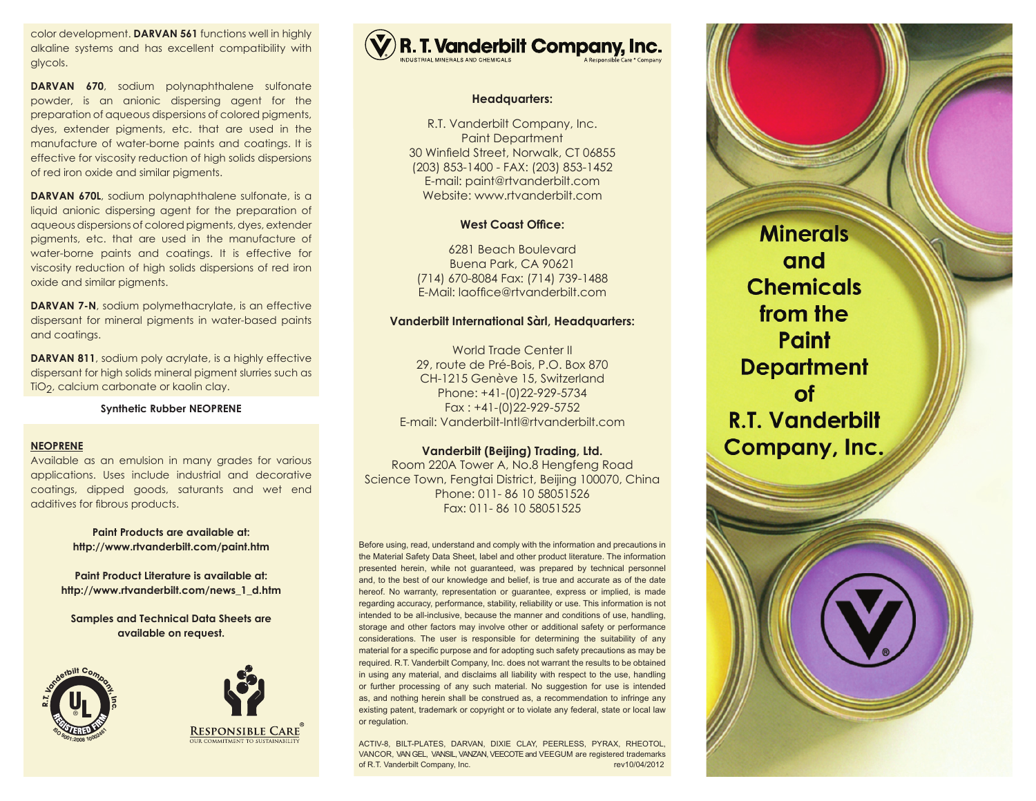color development. **DARVAN 561** functions well in highly alkaline systems and has excellent compatibility with glycols.

**DARVAN 670**, sodium polynaphthalene sulfonate powder, is an anionic dispersing agent for the preparation of aqueous dispersions of colored pigments, dyes, extender pigments, etc. that are used in the manufacture of water-borne paints and coatings. It is effective for viscosity reduction of high solids dispersions of red iron oxide and similar pigments.

**DARVAN 670L**, sodium polynaphthalene sulfonate, is a liquid anionic dispersing agent for the preparation of aqueous dispersions of colored pigments, dyes, extender pigments, etc. that are used in the manufacture of water-borne paints and coatings. It is effective for viscosity reduction of high solids dispersions of red iron oxide and similar pigments.

**DARVAN 7-N**, sodium polymethacrylate, is an effective dispersant for mineral pigments in water-based paints and coatings.

**DARVAN 811**, sodium poly acrylate, is a highly effective dispersant for high solids mineral pigment slurries such as $TiO_2$, calcium carbonate or kaolin clay.

**Synthetic Rubber NEOPRENE**

**NEOPRENE**

Available as an emulsion in many grades for various applications. Uses include industrial and decorative coatings, dipped goods, saturants and wet end additives for fibrous products.

**Paint Products are available at: http://www.rtvanderbilt.com/paint.htm**

**Paint Product Literature is available at: http://www.rtvanderbilt.com/news_1_d.htm**

**Samples and Technical Data Sheets are available on request.**

R.T. Vanderbilt Company, Inc. UL Registered Firm ISO 9001:2008 10002461

Responsible Care® Our Commitment to Sustainability

R. T. Vanderbilt Company, Inc.
INDUSTRIAL MINERALS AND CHEMICALS — A Responsible Care® Company

**Headquarters:**

R.T. Vanderbilt Company, Inc.
Paint Department
30 Winfield Street, Norwalk, CT 06855
(203) 853-1400 - FAX: (203) 853-1452
E-mail: paint@rtvanderbilt.com
Website: www.rtvanderbilt.com

**West Coast Office:**

6281 Beach Boulevard
Buena Park, CA 90621
(714) 670-8084 Fax: (714) 739-1488
E-Mail: laoffice@rtvanderbilt.com

**Vanderbilt International Sàrl, Headquarters:**

World Trade Center II
29, route de Pré-Bois, P.O. Box 870
CH-1215 Genève 15, Switzerland
Phone: +41-(0)22-929-5734
Fax : +41-(0)22-929-5752
E-mail: Vanderbilt-Intl@rtvanderbilt.com

**Vanderbilt (Beijing) Trading, Ltd.**
Room 220A Tower A, No.8 Hengfeng Road
Science Town, Fengtai District, Beijing 100070, China
Phone: 011- 86 10 58051526
Fax: 011- 86 10 58051525

Before using, read, understand and comply with the information and precautions in the Material Safety Data Sheet, label and other product literature. The information presented herein, while not guaranteed, was prepared by technical personnel and, to the best of our knowledge and belief, is true and accurate as of the date hereof. No warranty, representation or guarantee, express or implied, is made regarding accuracy, performance, stability, reliability or use. This information is not intended to be all-inclusive, because the manner and conditions of use, handling, storage and other factors may involve other or additional safety or performance considerations. The user is responsible for determining the suitability of any material for a specific purpose and for adopting such safety precautions as may be required. R.T. Vanderbilt Company, Inc. does not warrant the results to be obtained in using any material, and disclaims all liability with respect to the use, handling or further processing of any such material. No suggestion for use is intended as, and nothing herein shall be construed as, a recommendation to infringe any existing patent, trademark or copyright or to violate any federal, state or local law or regulation.

ACTIV-8, BILT-PLATES, DARVAN, DIXIE CLAY, PEERLESS, PYRAX, RHEOTOL, VANCOR, VAN GEL, VANSIL, VANZAN, VEECOTE and VEEGUM are registered trademarks of R.T. Vanderbilt Company, Inc. rev10/04/2012

# Minerals and Chemicals from the Paint Department of R.T. Vanderbilt Company, Inc.